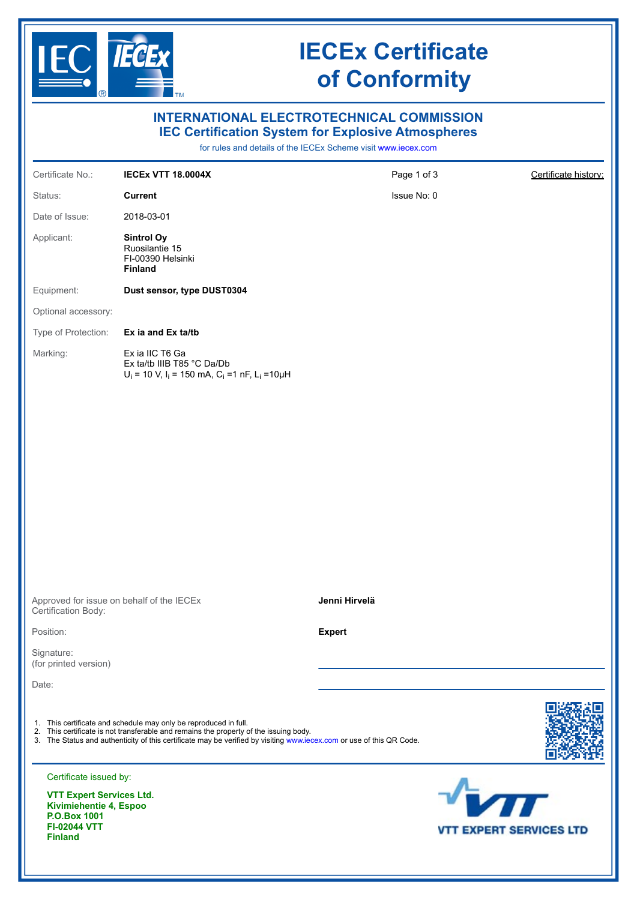# IECEx Certificate of Conformity

## INTERNATIONAL ELECTROTECHNICAL COMMISSION
## IEC Certification System for Explosive Atmospheres

for rules and details of the IECEx Scheme visit www.iecex.com

| | | | |
|---|---|---|---|
| Certificate No.: | **IECEx VTT 18.0004X** | Page 1 of 3 | Certificate history: |
| Status: | **Current** | Issue No: 0 | |
| Date of Issue: | 2018-03-01 | | |
| Applicant: | **Sintrol Oy**<br>Ruosilantie 15<br>FI-00390 Helsinki<br>**Finland** | | |
| Equipment: | **Dust sensor, type DUST0304** | | |
| Optional accessory: | | | |
| Type of Protection: | **Ex ia and Ex ta/tb** | | |
| Marking: | Ex ia IIC T6 Ga<br>Ex ta/tb IIIB T85 °C Da/Db<br>$U_i$ = 10 V, $I_i$ = 150 mA, $C_i$ =1 nF, $L_i$ =10µH | | |

Approved for issue on behalf of the IECEx Certification Body: **Jenni Hirvelä**

Position: **Expert**

Signature:
(for printed version)

Date:

1. This certificate and schedule may only be reproduced in full.
2. This certificate is not transferable and remains the property of the issuing body.
3. The Status and authenticity of this certificate may be verified by visiting www.iecex.com or use of this QR Code.

Certificate issued by:

**VTT Expert Services Ltd.**
**Kivimiehentie 4, Espoo**
**P.O.Box 1001**
**FI-02044 VTT**
**Finland**

VTT EXPERT SERVICES LTD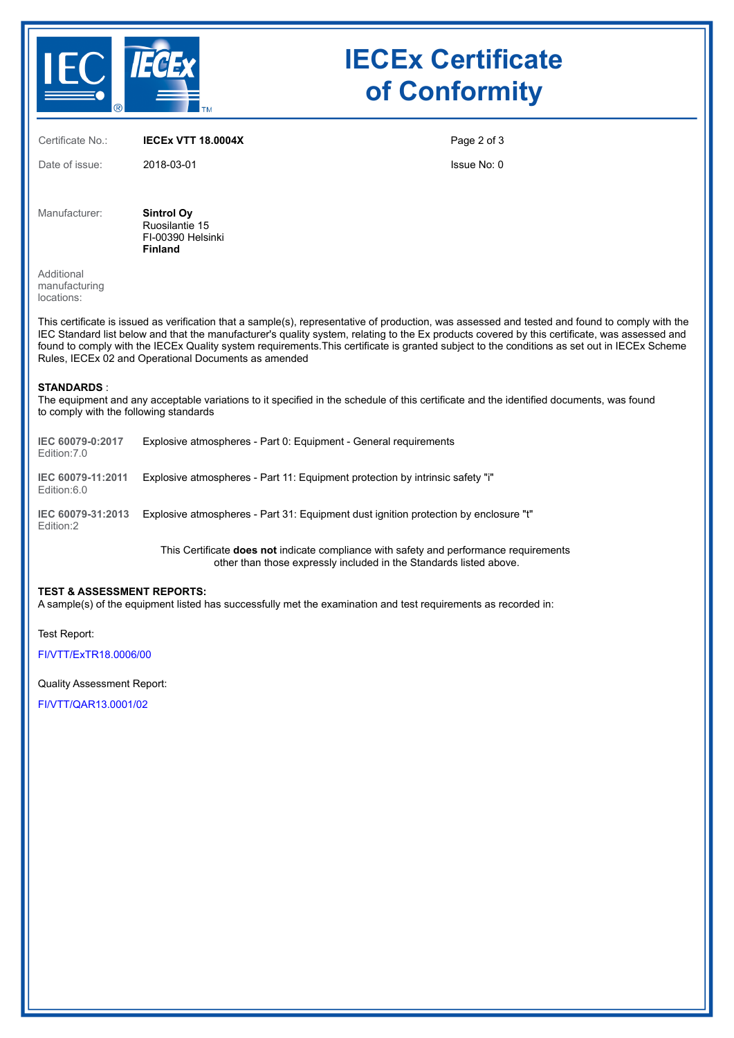# IECEx Certificate of Conformity

| | | | |
|---|---|---|---|
| Certificate No.: | **IECEx VTT 18.0004X** | | Page 2 of 3 |
| Date of issue: | 2018-03-01 | | Issue No: 0 |

Manufacturer: **Sintrol Oy**
Ruosilantie 15
FI-00390 Helsinki
**Finland**

Additional manufacturing locations:

This certificate is issued as verification that a sample(s), representative of production, was assessed and tested and found to comply with the IEC Standard list below and that the manufacturer's quality system, relating to the Ex products covered by this certificate, was assessed and found to comply with the IECEx Quality system requirements.This certificate is granted subject to the conditions as set out in IECEx Scheme Rules, IECEx 02 and Operational Documents as amended

**STANDARDS** :
The equipment and any acceptable variations to it specified in the schedule of this certificate and the identified documents, was found to comply with the following standards

| | |
|---|---|
| **IEC 60079-0:2017** Edition:7.0 | Explosive atmospheres - Part 0: Equipment - General requirements |
| **IEC 60079-11:2011** Edition:6.0 | Explosive atmospheres - Part 11: Equipment protection by intrinsic safety "i" |
| **IEC 60079-31:2013** Edition:2 | Explosive atmospheres - Part 31: Equipment dust ignition protection by enclosure "t" |

This Certificate **does not** indicate compliance with safety and performance requirements other than those expressly included in the Standards listed above.

**TEST & ASSESSMENT REPORTS:**
A sample(s) of the equipment listed has successfully met the examination and test requirements as recorded in:

Test Report:

FI/VTT/ExTR18.0006/00

Quality Assessment Report:

FI/VTT/QAR13.0001/02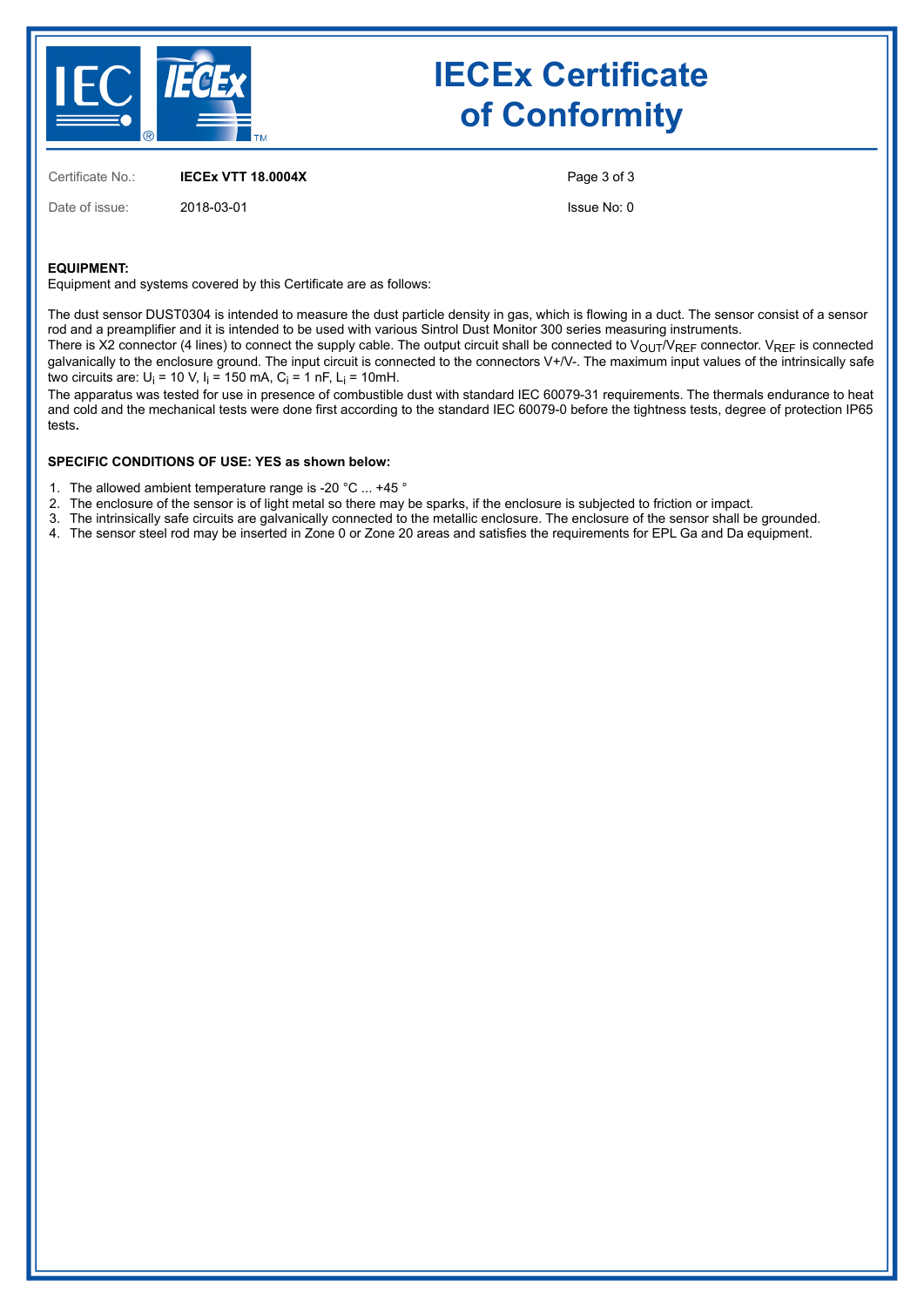# IECEx Certificate of Conformity

Certificate No.: **IECEx VTT 18.0004X**

Date of issue: 2018-03-01

Issue No: 0

**EQUIPMENT:**

Equipment and systems covered by this Certificate are as follows:

The dust sensor DUST0304 is intended to measure the dust particle density in gas, which is flowing in a duct. The sensor consist of a sensor rod and a preamplifier and it is intended to be used with various Sintrol Dust Monitor 300 series measuring instruments.

There is X2 connector (4 lines) to connect the supply cable. The output circuit shall be connected to $V_{OUT}/V_{REF}$ connector. $V_{REF}$ is connected galvanically to the enclosure ground. The input circuit is connected to the connectors V+/V-. The maximum input values of the intrinsically safe two circuits are: $U_i$ = 10 V, $I_i$ = 150 mA, $C_i$ = 1 nF, $L_i$ = 10mH.

The apparatus was tested for use in presence of combustible dust with standard IEC 60079-31 requirements. The thermals endurance to heat and cold and the mechanical tests were done first according to the standard IEC 60079-0 before the tightness tests, degree of protection IP65 tests.

**SPECIFIC CONDITIONS OF USE: YES as shown below:**

1. The allowed ambient temperature range is -20 °C ... +45 °
2. The enclosure of the sensor is of light metal so there may be sparks, if the enclosure is subjected to friction or impact.
3. The intrinsically safe circuits are galvanically connected to the metallic enclosure. The enclosure of the sensor shall be grounded.
4. The sensor steel rod may be inserted in Zone 0 or Zone 20 areas and satisfies the requirements for EPL Ga and Da equipment.